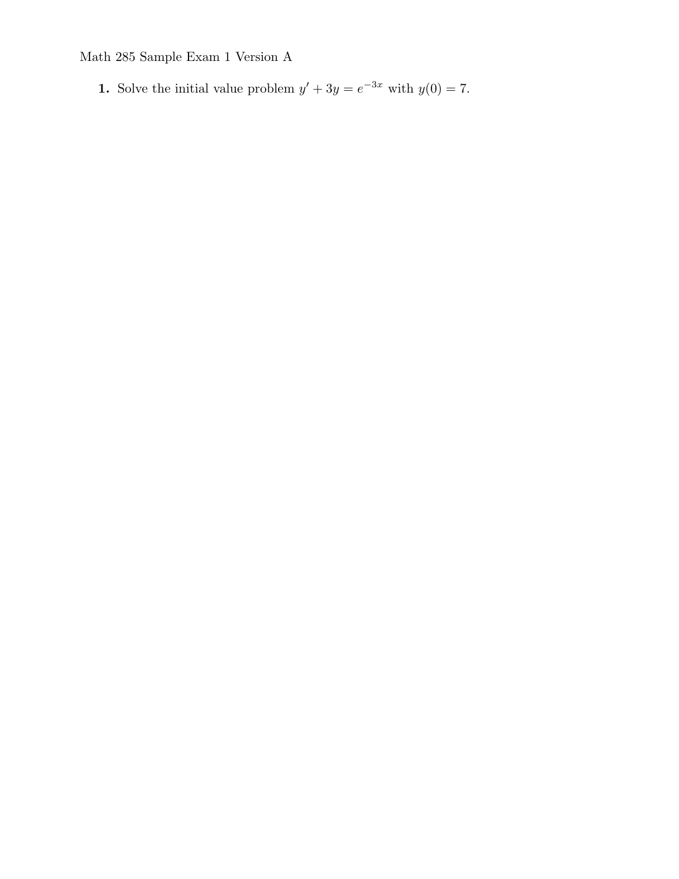Math 285 Sample Exam 1 Version A

**1.** Solve the initial value problem $y' + 3y = e^{-3x}$ with $y(0) = 7$.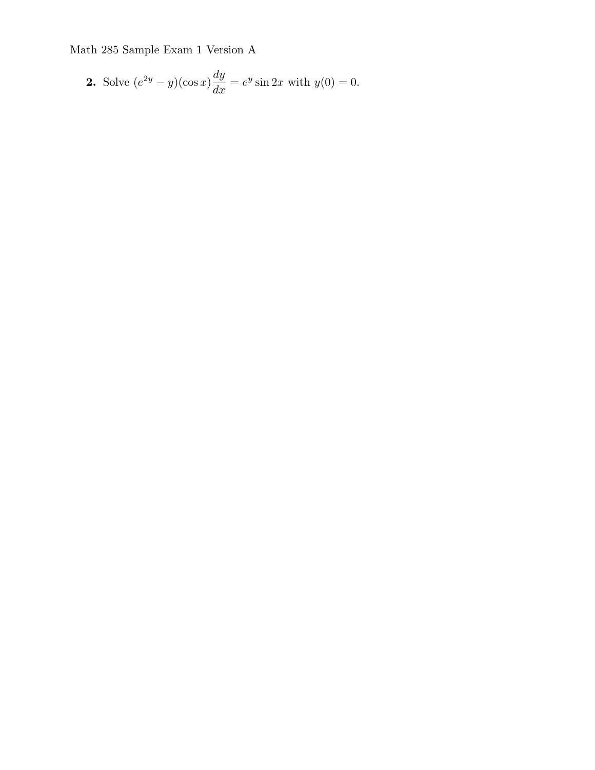**2.** Solve $(e^{2y} - y)(\cos x)\dfrac{dy}{dx} = e^y \sin 2x$ with $y(0) = 0$.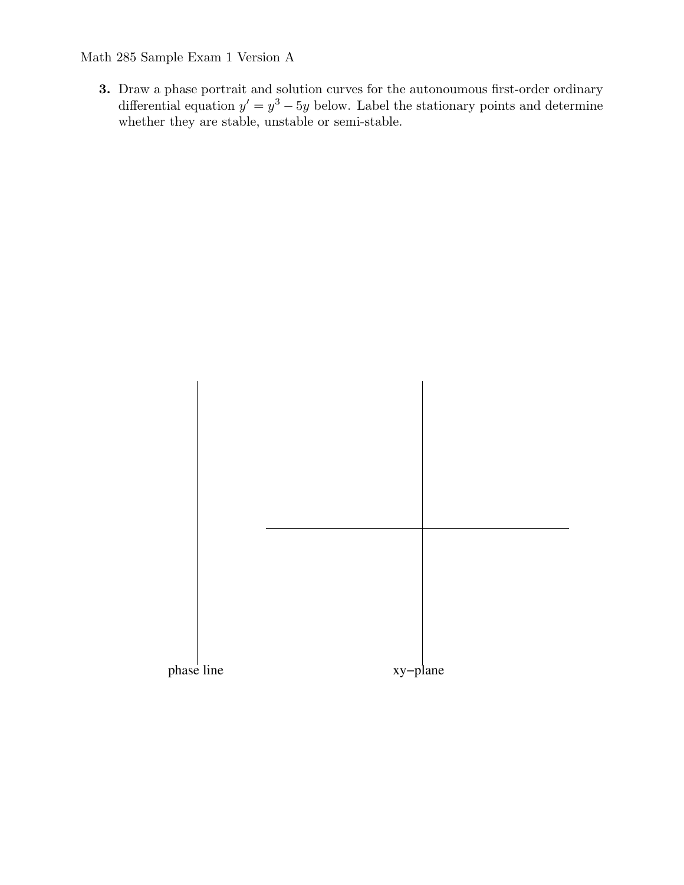**3.** Draw a phase portrait and solution curves for the autonoumous first-order ordinary differential equation $y' = y^3 - 5y$ below. Label the stationary points and determine whether they are stable, unstable or semi-stable.

phase line

xy−plane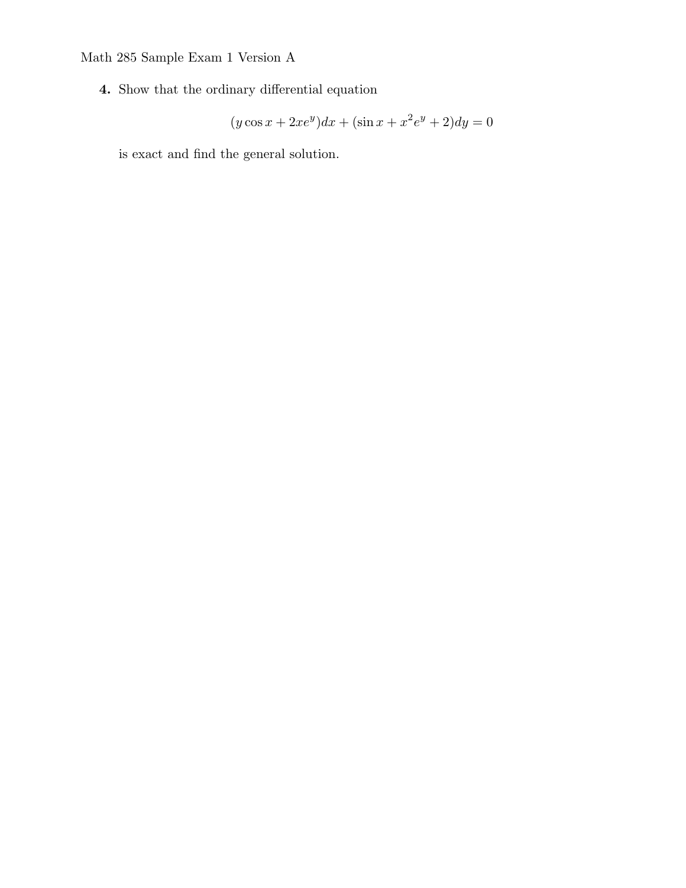**4.** Show that the ordinary differential equation

$$(y \cos x + 2xe^y)dx + (\sin x + x^2 e^y + 2)dy = 0$$

is exact and find the general solution.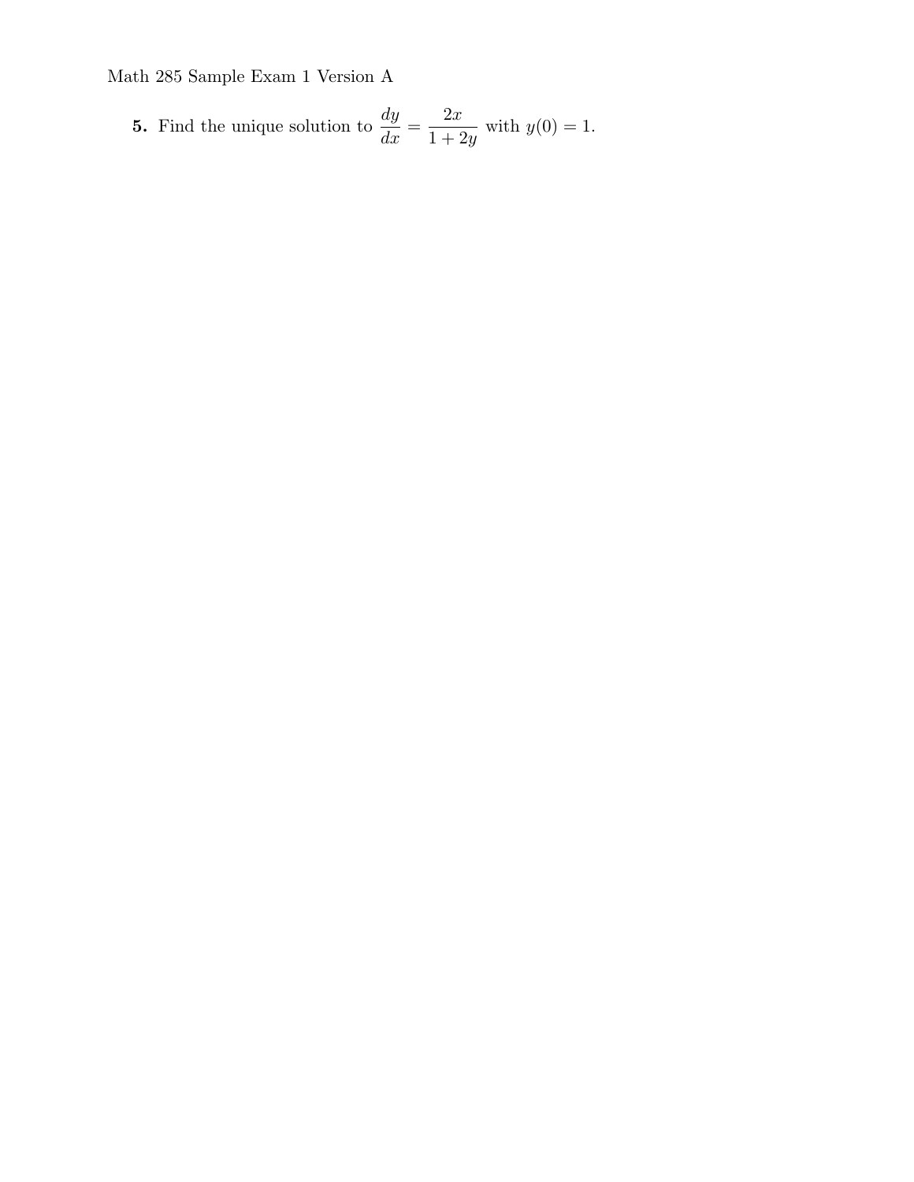**5.** Find the unique solution to $\dfrac{dy}{dx} = \dfrac{2x}{1+2y}$ with $y(0) = 1$.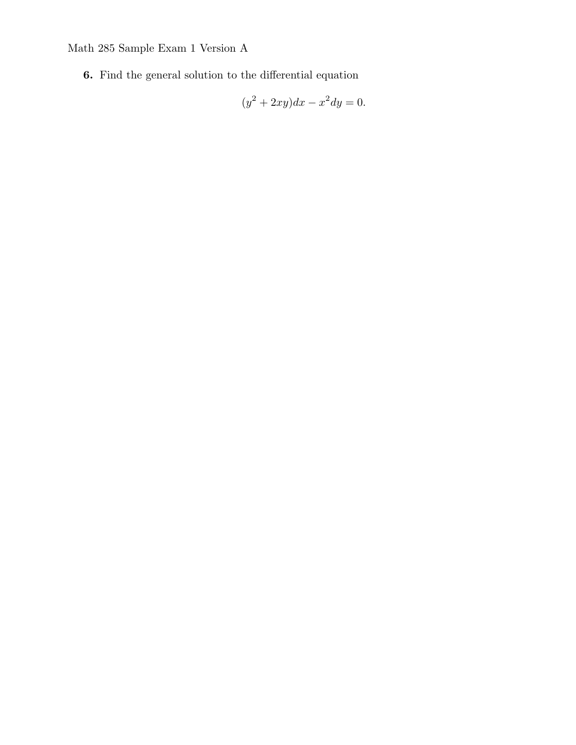**6.** Find the general solution to the differential equation

$$(y^2 + 2xy)dx - x^2 dy = 0.$$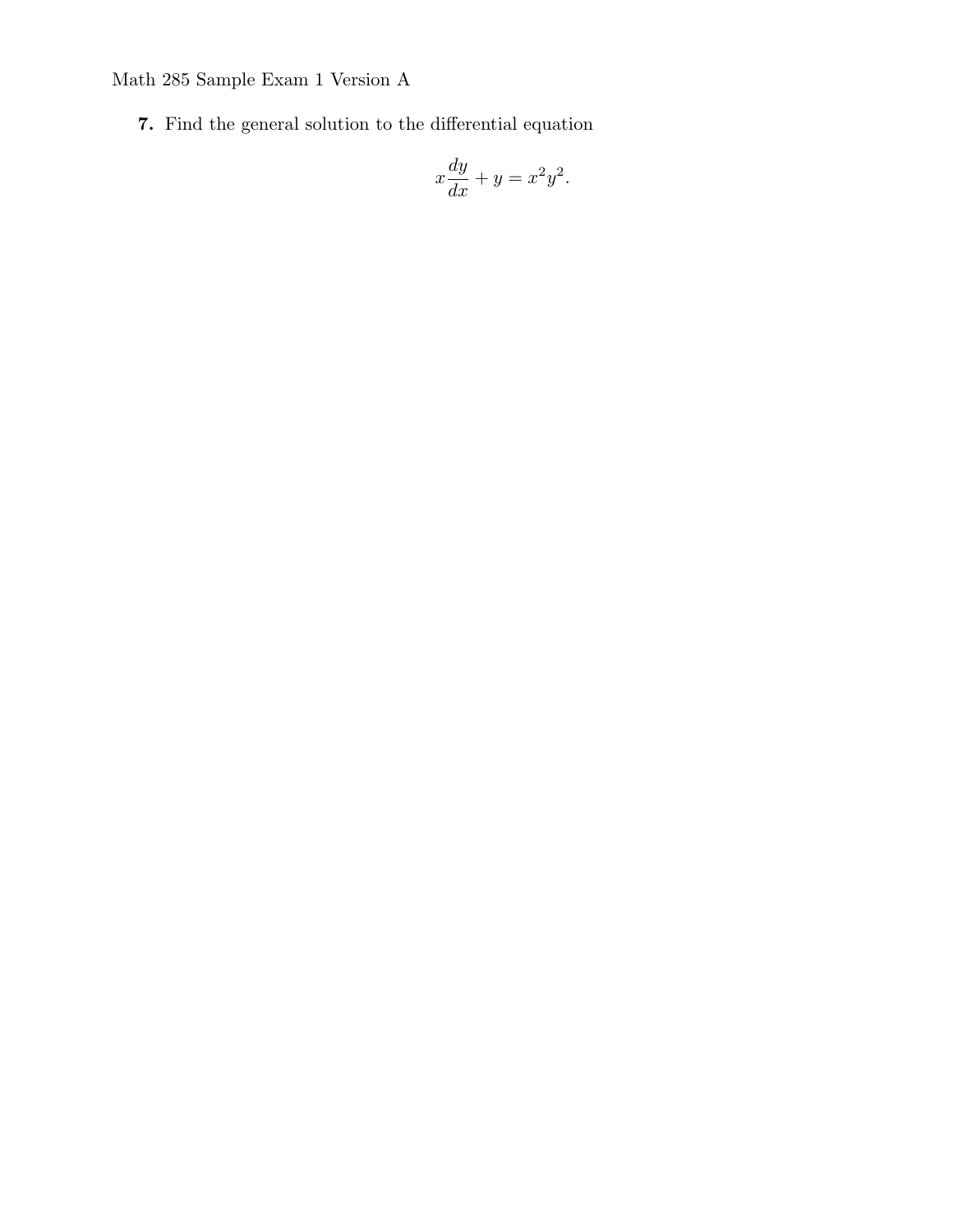**7.** Find the general solution to the differential equation

$$x\frac{dy}{dx} + y = x^2y^2.$$